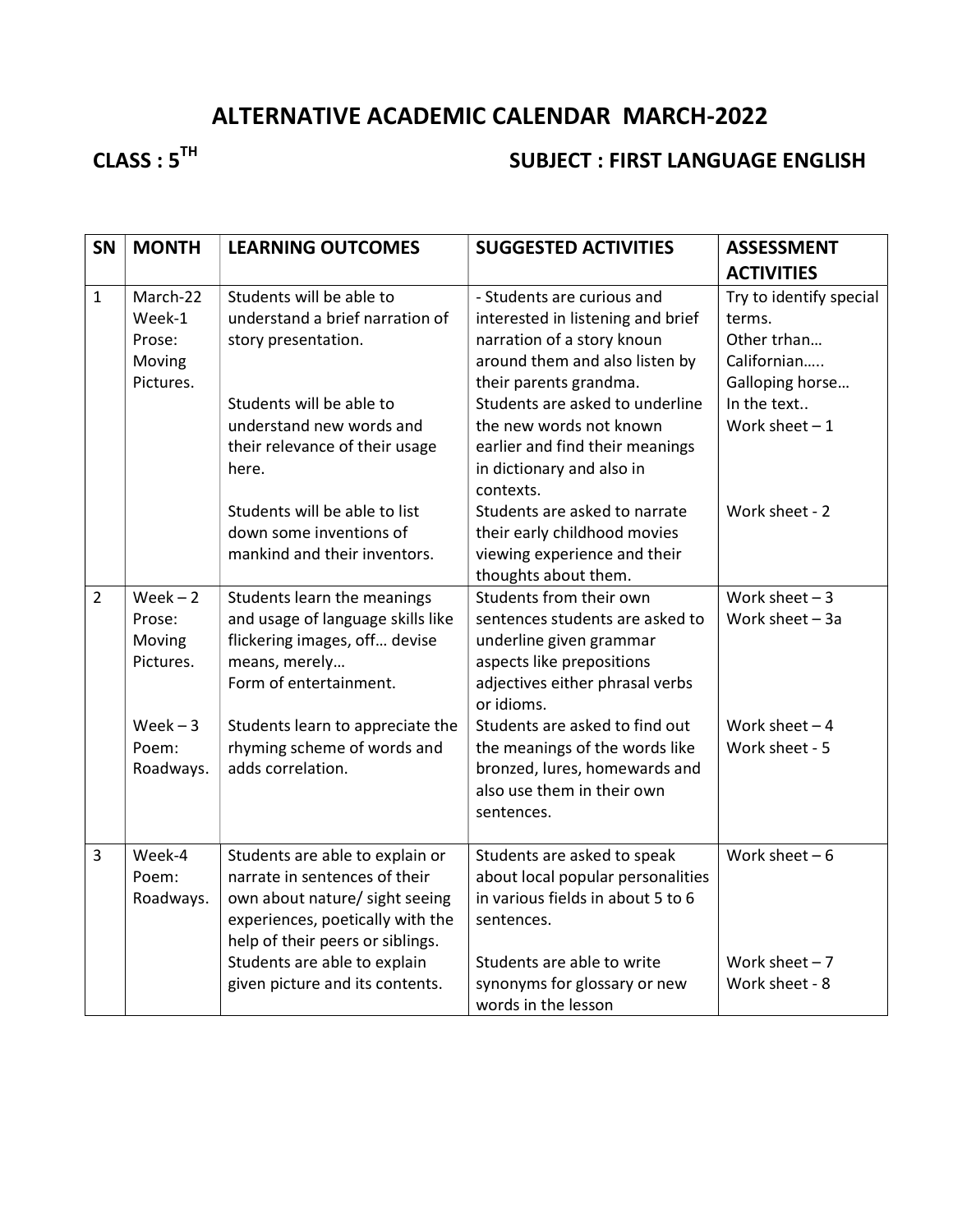# ALTERNATIVE ACADEMIC CALENDAR MARCH-2022

**CLASS : 5TH** **SUBJECT : FIRST LANGUAGE ENGLISH**

| SN | MONTH | LEARNING OUTCOMES | SUGGESTED ACTIVITIES | ASSESSMENT ACTIVITIES |
|---|---|---|---|---|
| 1 | March-22 Week-1 Prose: Moving Pictures. | Students will be able to understand a brief narration of story presentation.<br><br>Students will be able to understand new words and their relevance of their usage here.<br><br>Students will be able to list down some inventions of mankind and their inventors. | - Students are curious and interested in listening and brief narration of a story knoun around them and also listen by their parents grandma.<br>Students are asked to underline the new words not known earlier and find their meanings in dictionary and also in contexts.<br>Students are asked to narrate their early childhood movies viewing experience and their thoughts about them. | Try to identify special terms.<br>Other trhan…<br>Californian…..<br>Galloping horse…<br>In the text..<br>Work sheet – 1<br><br>Work sheet - 2 |
| 2 | Week – 2 Prose: Moving Pictures.<br><br>Week – 3 Poem: Roadways. | Students learn the meanings and usage of language skills like flickering images, off… devise means, merely…<br>Form of entertainment.<br><br>Students learn to appreciate the rhyming scheme of words and adds correlation. | Students from their own sentences students are asked to underline given grammar aspects like prepositions adjectives either phrasal verbs or idioms.<br>Students are asked to find out the meanings of the words like bronzed, lures, homewards and also use them in their own sentences. | Work sheet – 3<br>Work sheet – 3a<br><br>Work sheet – 4<br>Work sheet - 5 |
| 3 | Week-4 Poem: Roadways. | Students are able to explain or narrate in sentences of their own about nature/ sight seeing experiences, poetically with the help of their peers or siblings.<br>Students are able to explain given picture and its contents. | Students are asked to speak about local popular personalities in various fields in about 5 to 6 sentences.<br><br>Students are able to write synonyms for glossary or new words in the lesson | Work sheet – 6<br><br>Work sheet – 7<br>Work sheet - 8 |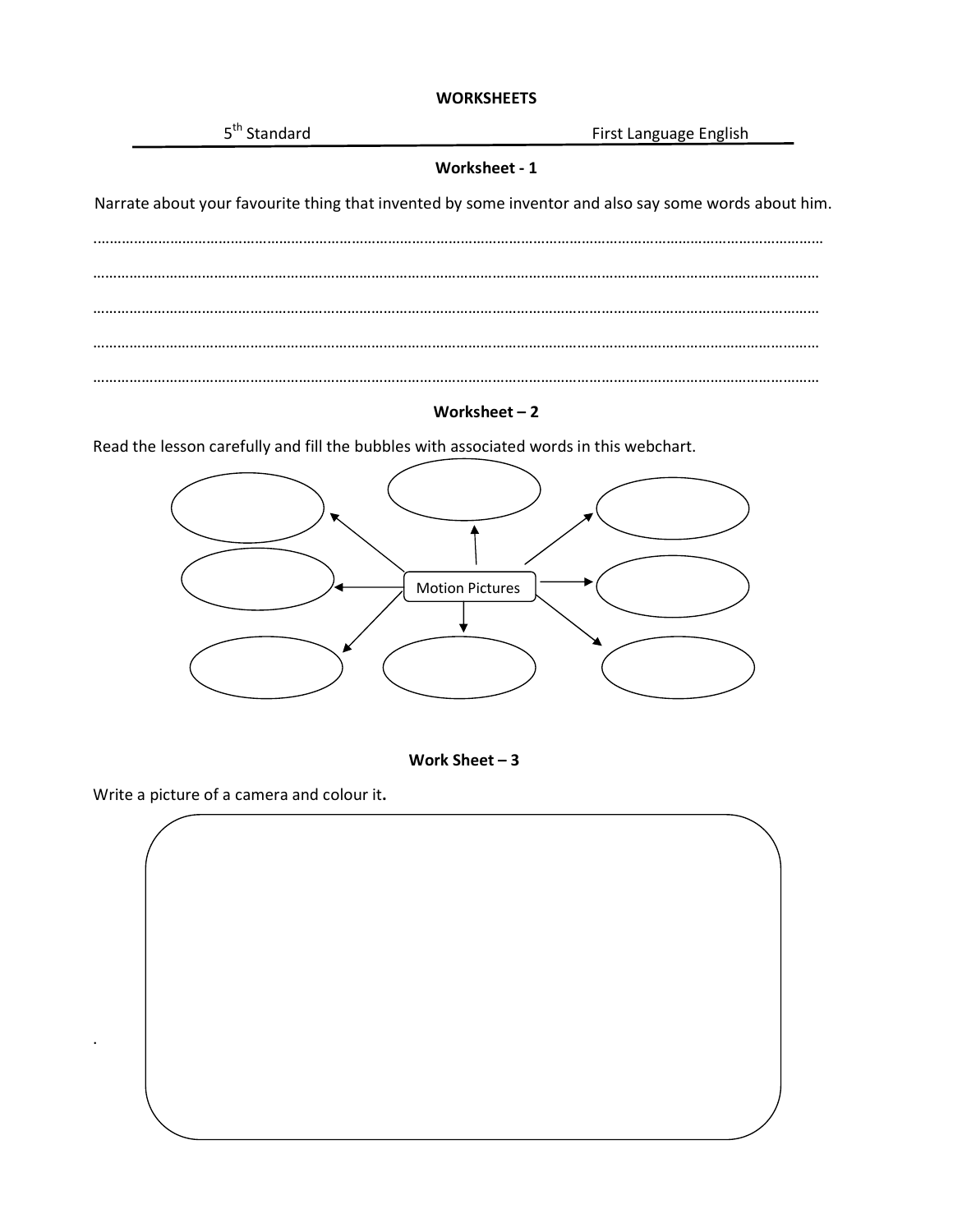**WORKSHEETS**

5th Standard First Language English

**Worksheet - 1**

Narrate about your favourite thing that invented by some inventor and also say some words about him.

…………………………………………………………………………………………………………………………………………………………

…………………………………………………………………………………………………………………………………………………………

…………………………………………………………………………………………………………………………………………………………

…………………………………………………………………………………………………………………………………………………………

…………………………………………………………………………………………………………………………………………………………

**Worksheet – 2**

Read the lesson carefully and fill the bubbles with associated words in this webchart.

Motion Pictures

**Work Sheet – 3**

Write a picture of a camera and colour it**.**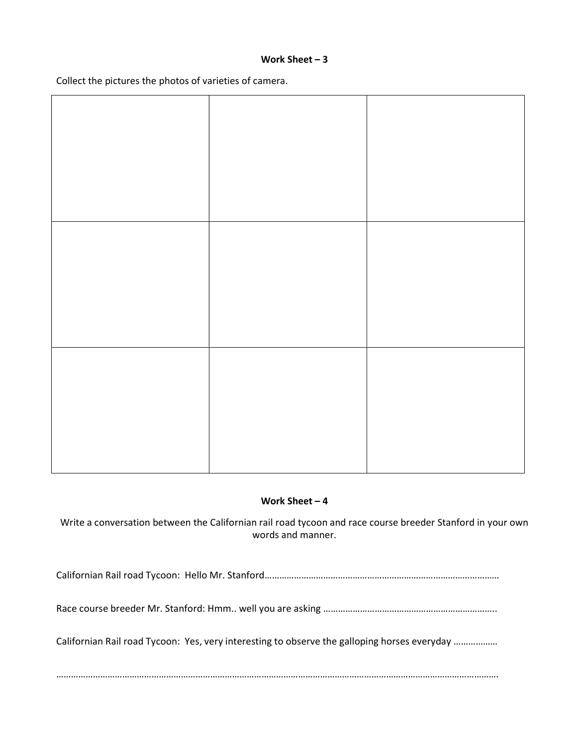**Work Sheet – 3**

Collect the pictures the photos of varieties of camera.

| | | |
|---|---|---|
| | | |
| | | |
| | | |

**Work Sheet – 4**

Write a conversation between the Californian rail road tycoon and race course breeder Stanford in your own words and manner.

Californian Rail road Tycoon: Hello Mr. Stanford……………………………………………………………………………………

Race course breeder Mr. Stanford: Hmm.. well you are asking ……………………………………………………………..

Californian Rail road Tycoon: Yes, very interesting to observe the galloping horses everyday ………………

………………………………………………………………………………………………………………………………………………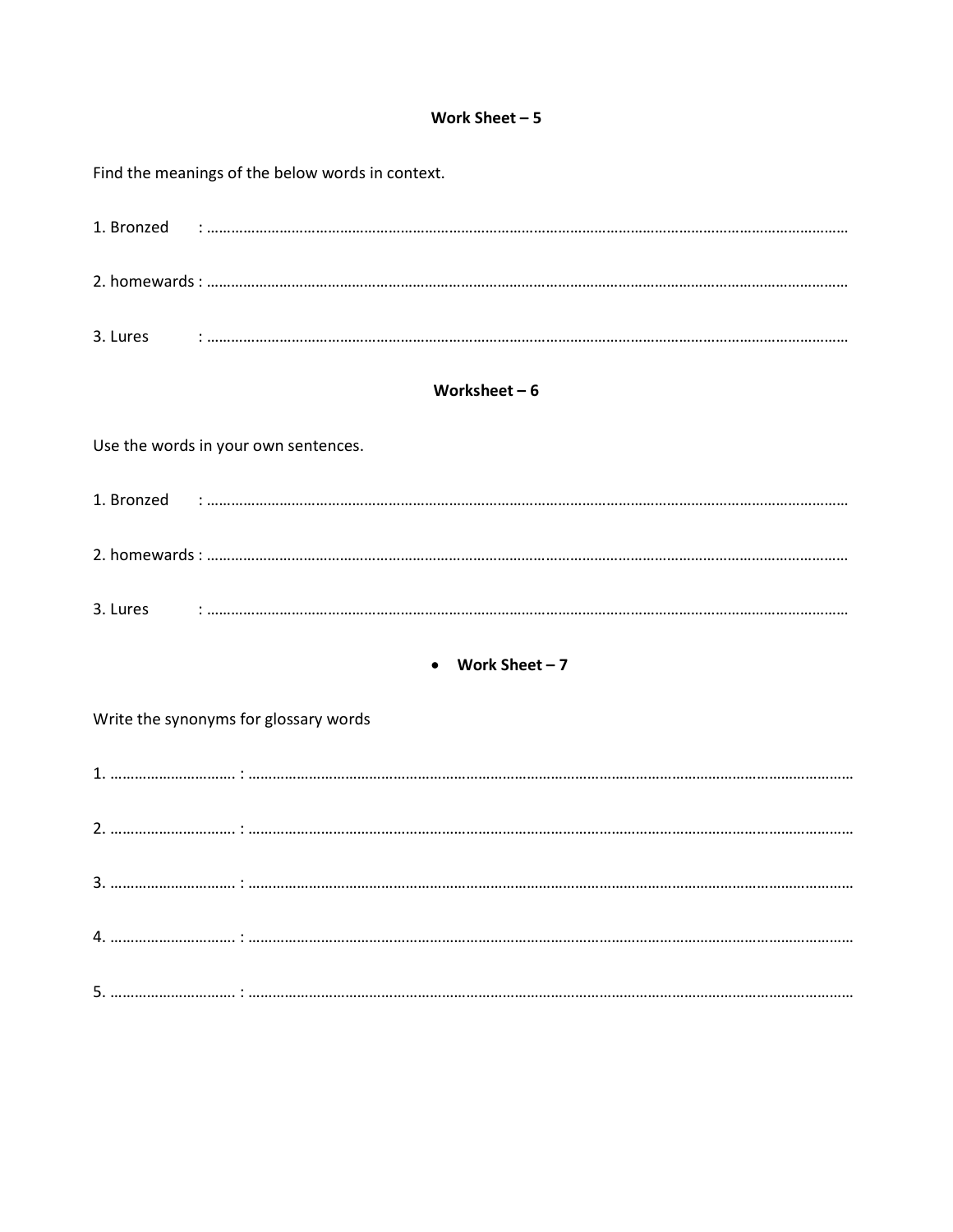## Work Sheet – 5

Find the meanings of the below words in context.

1. Bronzed : ……………………………………………………………………………………………………………………………………………

2. homewards : ……………………………………………………………………………………………………………………………………………

3. Lures : ……………………………………………………………………………………………………………………………………………

## Worksheet – 6

Use the words in your own sentences.

1. Bronzed : ……………………………………………………………………………………………………………………………………………

2. homewards : ……………………………………………………………………………………………………………………………………………

3. Lures : ……………………………………………………………………………………………………………………………………………

## • Work Sheet – 7

Write the synonyms for glossary words

1. ………………………… : ……………………………………………………………………………………………………………………………………

2. ………………………… : ……………………………………………………………………………………………………………………………………

3. ………………………… : ……………………………………………………………………………………………………………………………………

4. ………………………… : ……………………………………………………………………………………………………………………………………

5. ………………………… : ……………………………………………………………………………………………………………………………………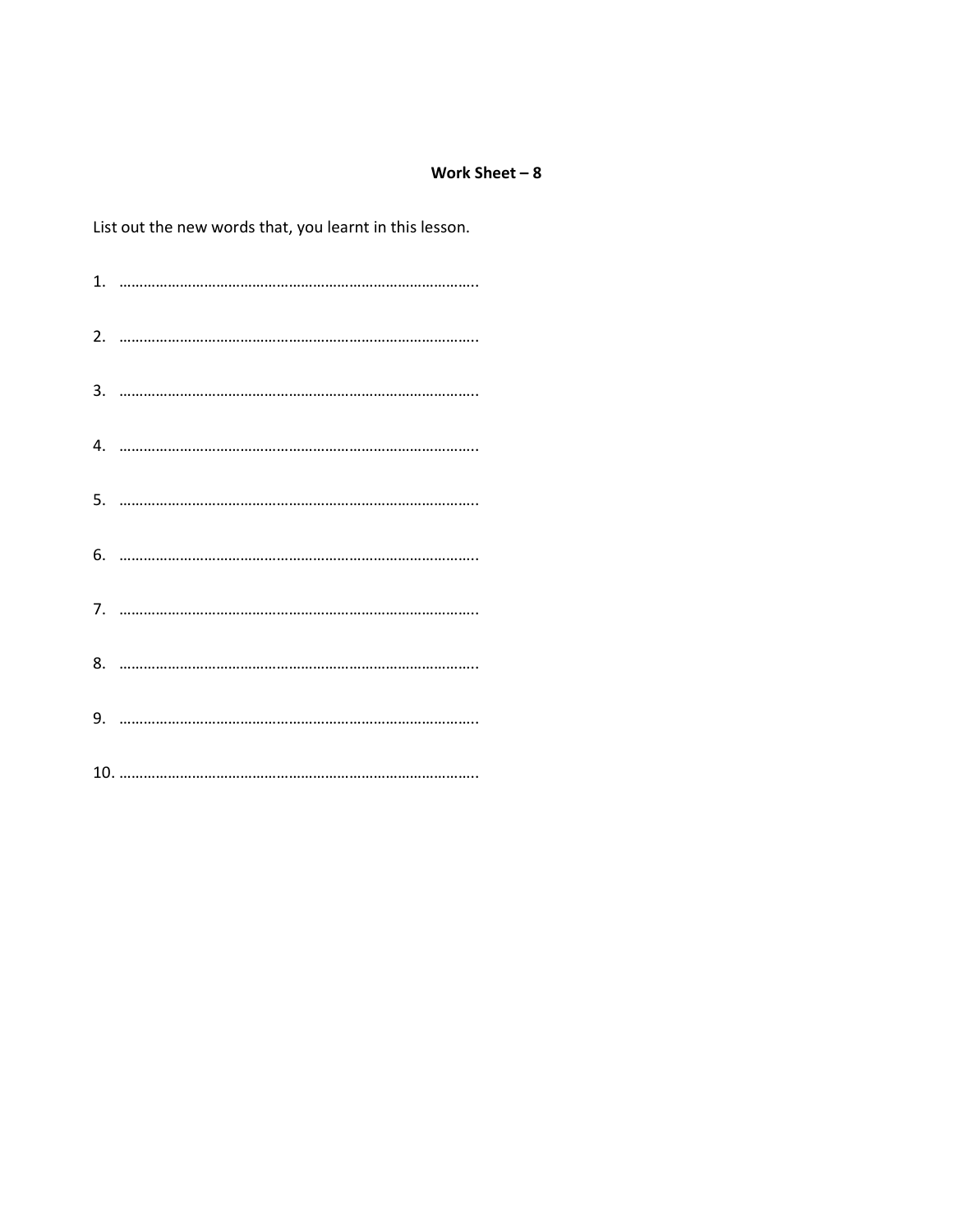**Work Sheet – 8**

List out the new words that, you learnt in this lesson.

1. …………………………………………………………………………….
2. …………………………………………………………………………….
3. …………………………………………………………………………….
4. …………………………………………………………………………….
5. …………………………………………………………………………….
6. …………………………………………………………………………….
7. …………………………………………………………………………….
8. …………………………………………………………………………….
9. …………………………………………………………………………….
10. …………………………………………………………………………….